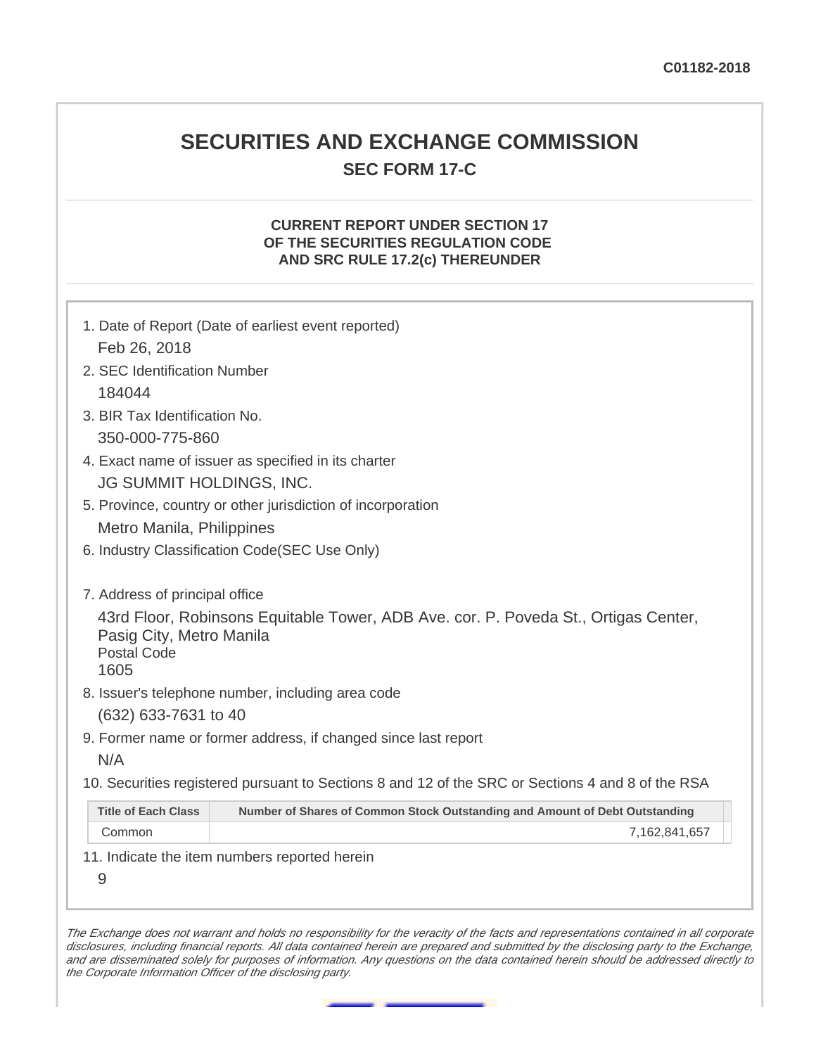C01182-2018

# SECURITIES AND EXCHANGE COMMISSION

## SEC FORM 17-C

### CURRENT REPORT UNDER SECTION 17 OF THE SECURITIES REGULATION CODE AND SRC RULE 17.2(c) THEREUNDER

1. Date of Report (Date of earliest event reported)
   Feb 26, 2018
2. SEC Identification Number
   184044
3. BIR Tax Identification No.
   350-000-775-860
4. Exact name of issuer as specified in its charter
   JG SUMMIT HOLDINGS, INC.
5. Province, country or other jurisdiction of incorporation
   Metro Manila, Philippines
6. Industry Classification Code(SEC Use Only)

7. Address of principal office
   43rd Floor, Robinsons Equitable Tower, ADB Ave. cor. P. Poveda St., Ortigas Center, Pasig City, Metro Manila
   Postal Code
   1605
8. Issuer's telephone number, including area code
   (632) 633-7631 to 40
9. Former name or former address, if changed since last report
   N/A
10. Securities registered pursuant to Sections 8 and 12 of the SRC or Sections 4 and 8 of the RSA

| Title of Each Class | Number of Shares of Common Stock Outstanding and Amount of Debt Outstanding |
|---|---|
| Common | 7,162,841,657 |

11. Indicate the item numbers reported herein
   9

*The Exchange does not warrant and holds no responsibility for the veracity of the facts and representations contained in all corporate disclosures, including financial reports. All data contained herein are prepared and submitted by the disclosing party to the Exchange, and are disseminated solely for purposes of information. Any questions on the data contained herein should be addressed directly to the Corporate Information Officer of the disclosing party.*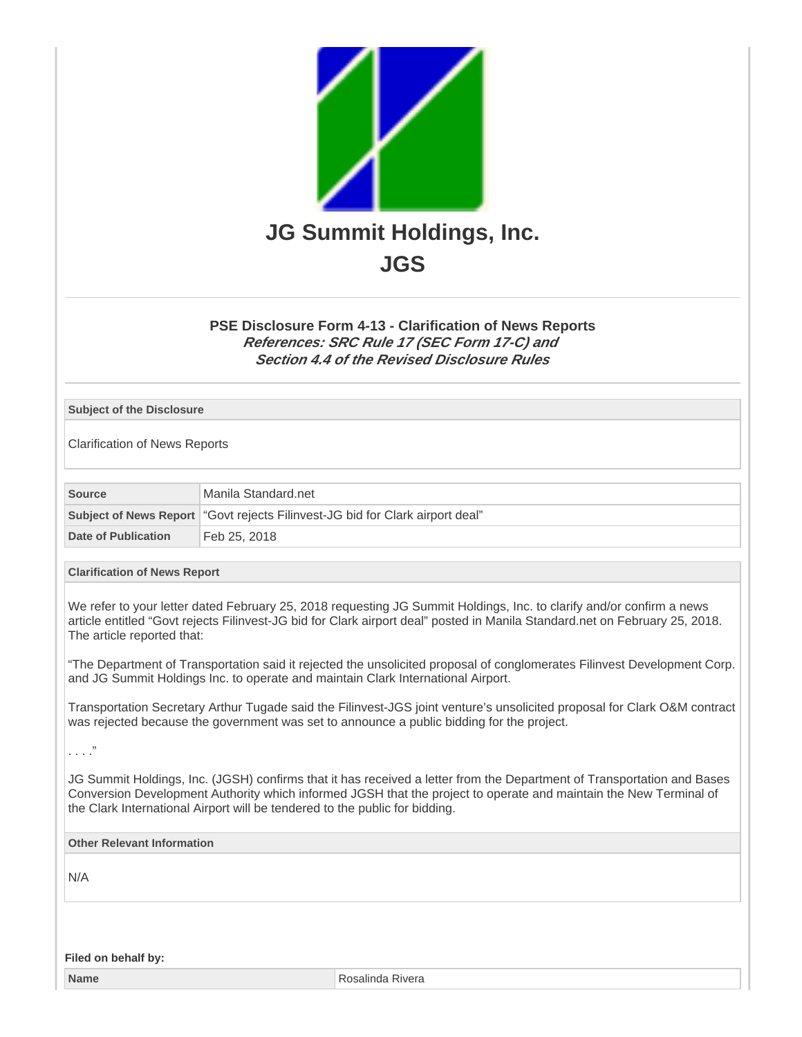# JG Summit Holdings, Inc.

# JGS

## PSE Disclosure Form 4-13 - Clarification of News Reports

***References: SRC Rule 17 (SEC Form 17-C) and Section 4.4 of the Revised Disclosure Rules***

**Subject of the Disclosure**

Clarification of News Reports

| | |
|---|---|
| **Source** | Manila Standard.net |
| **Subject of News Report** | “Govt rejects Filinvest-JG bid for Clark airport deal” |
| **Date of Publication** | Feb 25, 2018 |

**Clarification of News Report**

We refer to your letter dated February 25, 2018 requesting JG Summit Holdings, Inc. to clarify and/or confirm a news article entitled “Govt rejects Filinvest-JG bid for Clark airport deal” posted in Manila Standard.net on February 25, 2018. The article reported that:

“The Department of Transportation said it rejected the unsolicited proposal of conglomerates Filinvest Development Corp. and JG Summit Holdings Inc. to operate and maintain Clark International Airport.

Transportation Secretary Arthur Tugade said the Filinvest-JGS joint venture’s unsolicited proposal for Clark O&M contract was rejected because the government was set to announce a public bidding for the project.

. . . .”

JG Summit Holdings, Inc. (JGSH) confirms that it has received a letter from the Department of Transportation and Bases Conversion Development Authority which informed JGSH that the project to operate and maintain the New Terminal of the Clark International Airport will be tendered to the public for bidding.

**Other Relevant Information**

N/A

**Filed on behalf by:**

| | |
|---|---|
| **Name** | Rosalinda Rivera |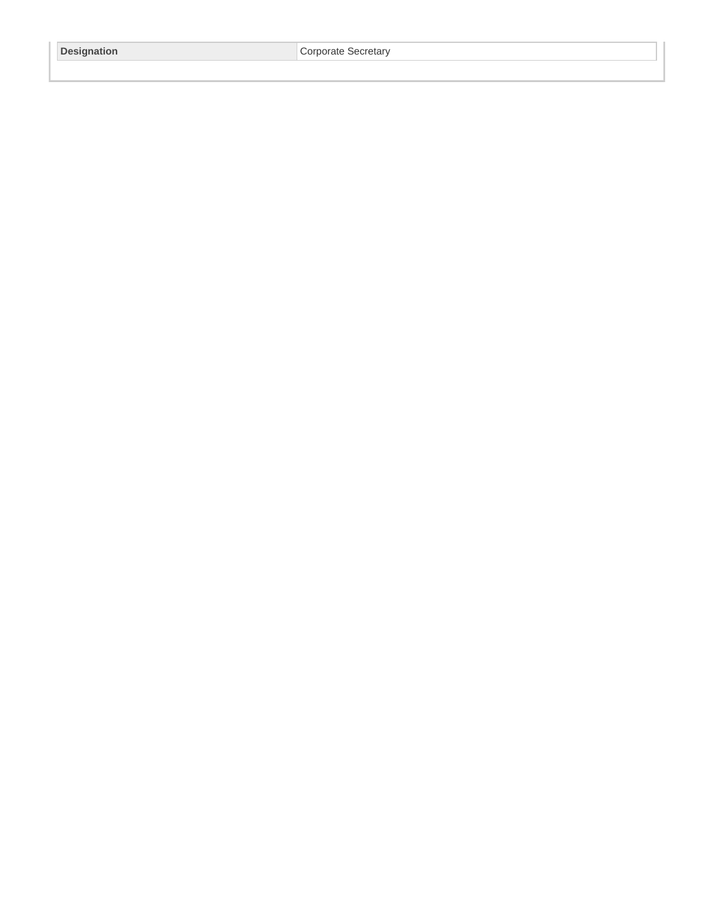| | |
|---|---|
| **Designation** | Corporate Secretary |